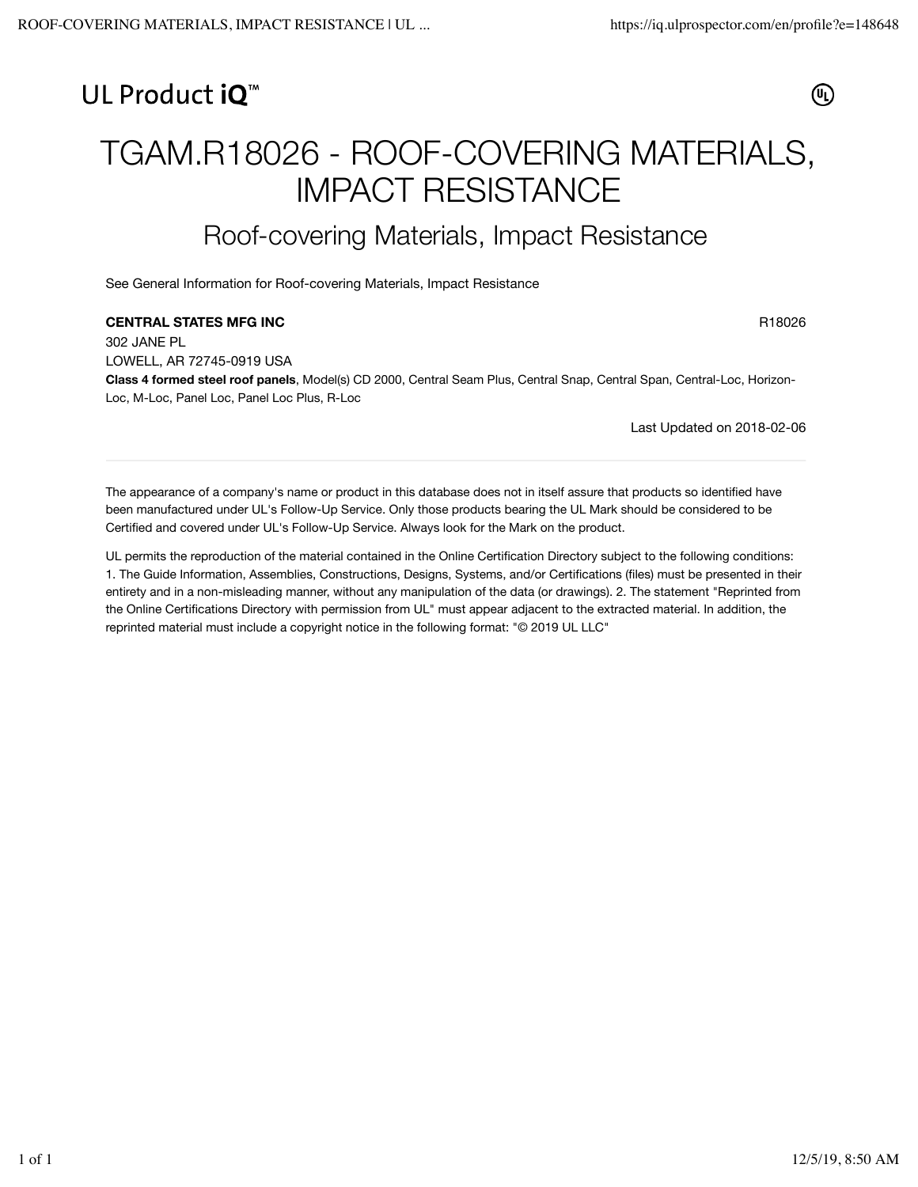UL Product iQ™

# TGAM.R18026 - ROOF-COVERING MATERIALS, IMPACT RESISTANCE

## Roof-covering Materials, Impact Resistance

See General Information for Roof-covering Materials, Impact Resistance

**CENTRAL STATES MFG INC** R18026
302 JANE PL
LOWELL, AR 72745-0919 USA
**Class 4 formed steel roof panels**, Model(s) CD 2000, Central Seam Plus, Central Snap, Central Span, Central-Loc, Horizon-Loc, M-Loc, Panel Loc, Panel Loc Plus, R-Loc

Last Updated on 2018-02-06

---

The appearance of a company's name or product in this database does not in itself assure that products so identified have been manufactured under UL's Follow-Up Service. Only those products bearing the UL Mark should be considered to be Certified and covered under UL's Follow-Up Service. Always look for the Mark on the product.

UL permits the reproduction of the material contained in the Online Certification Directory subject to the following conditions: 1. The Guide Information, Assemblies, Constructions, Designs, Systems, and/or Certifications (files) must be presented in their entirety and in a non-misleading manner, without any manipulation of the data (or drawings). 2. The statement "Reprinted from the Online Certifications Directory with permission from UL" must appear adjacent to the extracted material. In addition, the reprinted material must include a copyright notice in the following format: "© 2019 UL LLC"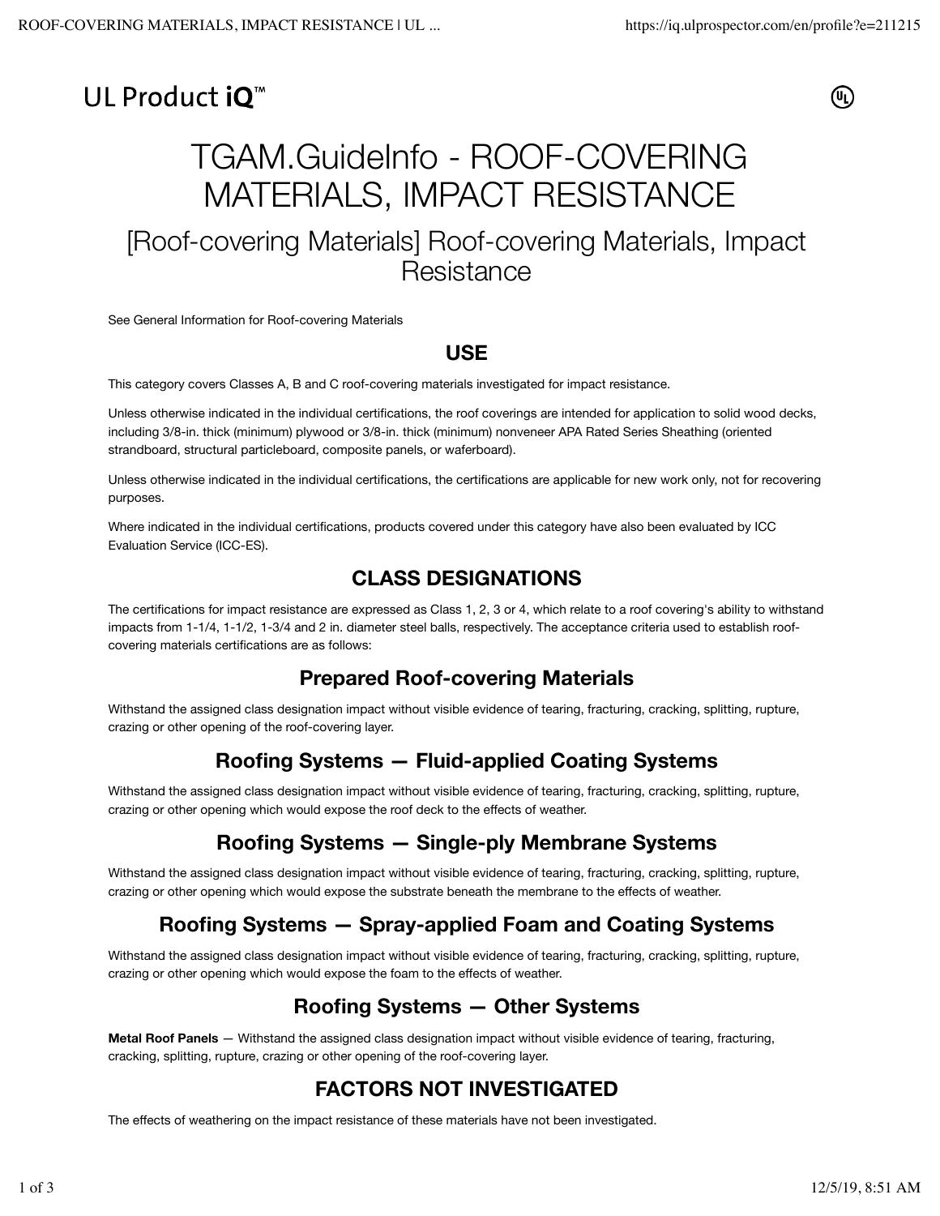UL Product iQ™

# TGAM.GuideInfo - ROOF-COVERING MATERIALS, IMPACT RESISTANCE

## [Roof-covering Materials] Roof-covering Materials, Impact Resistance

See General Information for Roof-covering Materials

### USE

This category covers Classes A, B and C roof-covering materials investigated for impact resistance.

Unless otherwise indicated in the individual certifications, the roof coverings are intended for application to solid wood decks, including 3/8-in. thick (minimum) plywood or 3/8-in. thick (minimum) nonveneer APA Rated Series Sheathing (oriented strandboard, structural particleboard, composite panels, or waferboard).

Unless otherwise indicated in the individual certifications, the certifications are applicable for new work only, not for recovering purposes.

Where indicated in the individual certifications, products covered under this category have also been evaluated by ICC Evaluation Service (ICC-ES).

### CLASS DESIGNATIONS

The certifications for impact resistance are expressed as Class 1, 2, 3 or 4, which relate to a roof covering's ability to withstand impacts from 1-1/4, 1-1/2, 1-3/4 and 2 in. diameter steel balls, respectively. The acceptance criteria used to establish roof-covering materials certifications are as follows:

### Prepared Roof-covering Materials

Withstand the assigned class designation impact without visible evidence of tearing, fracturing, cracking, splitting, rupture, crazing or other opening of the roof-covering layer.

### Roofing Systems — Fluid-applied Coating Systems

Withstand the assigned class designation impact without visible evidence of tearing, fracturing, cracking, splitting, rupture, crazing or other opening which would expose the roof deck to the effects of weather.

### Roofing Systems — Single-ply Membrane Systems

Withstand the assigned class designation impact without visible evidence of tearing, fracturing, cracking, splitting, rupture, crazing or other opening which would expose the substrate beneath the membrane to the effects of weather.

### Roofing Systems — Spray-applied Foam and Coating Systems

Withstand the assigned class designation impact without visible evidence of tearing, fracturing, cracking, splitting, rupture, crazing or other opening which would expose the foam to the effects of weather.

### Roofing Systems — Other Systems

**Metal Roof Panels** — Withstand the assigned class designation impact without visible evidence of tearing, fracturing, cracking, splitting, rupture, crazing or other opening of the roof-covering layer.

### FACTORS NOT INVESTIGATED

The effects of weathering on the impact resistance of these materials have not been investigated.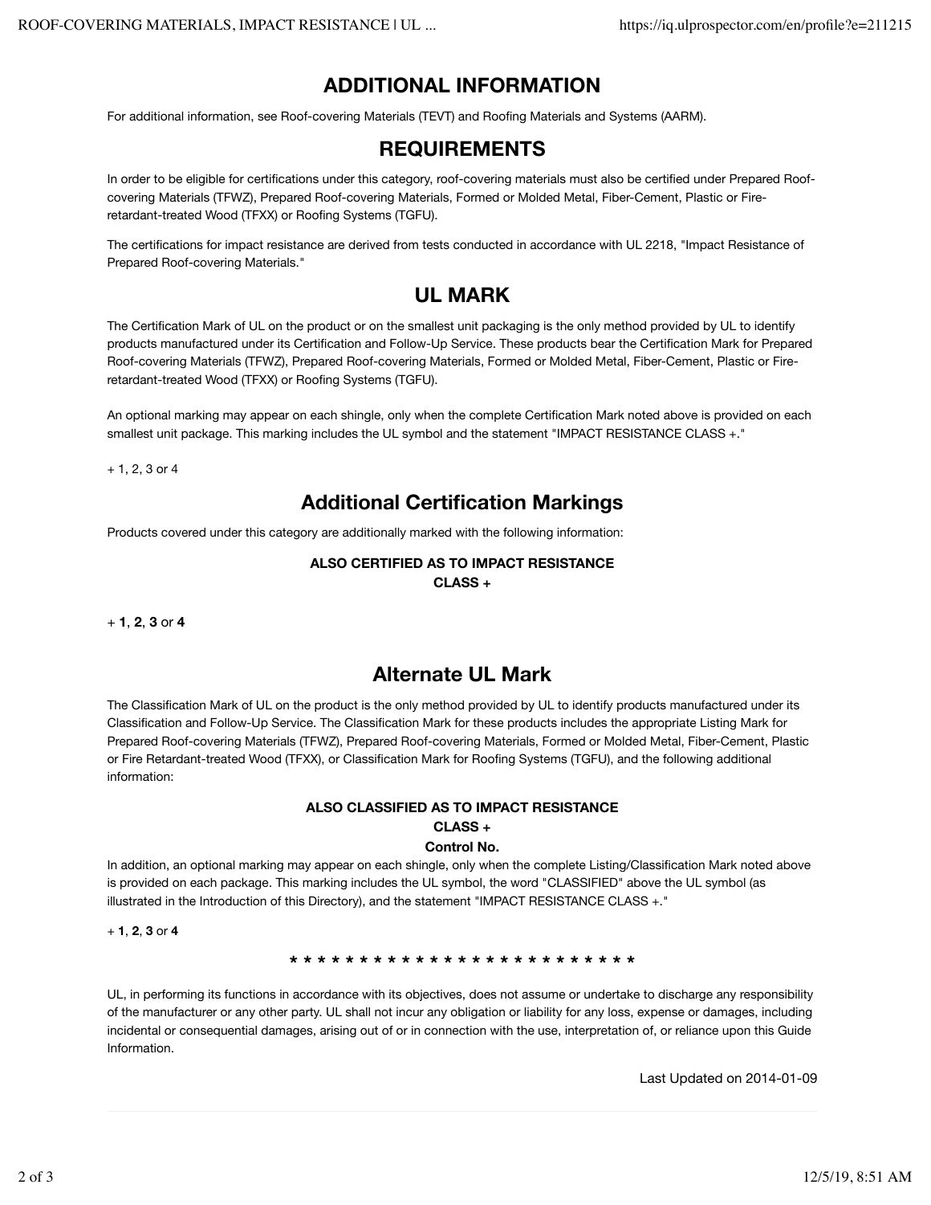## ADDITIONAL INFORMATION

For additional information, see Roof-covering Materials (TEVT) and Roofing Materials and Systems (AARM).

## REQUIREMENTS

In order to be eligible for certifications under this category, roof-covering materials must also be certified under Prepared Roof-covering Materials (TFWZ), Prepared Roof-covering Materials, Formed or Molded Metal, Fiber-Cement, Plastic or Fire-retardant-treated Wood (TFXX) or Roofing Systems (TGFU).

The certifications for impact resistance are derived from tests conducted in accordance with UL 2218, "Impact Resistance of Prepared Roof-covering Materials."

## UL MARK

The Certification Mark of UL on the product or on the smallest unit packaging is the only method provided by UL to identify products manufactured under its Certification and Follow-Up Service. These products bear the Certification Mark for Prepared Roof-covering Materials (TFWZ), Prepared Roof-covering Materials, Formed or Molded Metal, Fiber-Cement, Plastic or Fire-retardant-treated Wood (TFXX) or Roofing Systems (TGFU).

An optional marking may appear on each shingle, only when the complete Certification Mark noted above is provided on each smallest unit package. This marking includes the UL symbol and the statement "IMPACT RESISTANCE CLASS +."

+ 1, 2, 3 or 4

## Additional Certification Markings

Products covered under this category are additionally marked with the following information:

**ALSO CERTIFIED AS TO IMPACT RESISTANCE**
**CLASS +**

+ **1**, **2**, **3** or **4**

## Alternate UL Mark

The Classification Mark of UL on the product is the only method provided by UL to identify products manufactured under its Classification and Follow-Up Service. The Classification Mark for these products includes the appropriate Listing Mark for Prepared Roof-covering Materials (TFWZ), Prepared Roof-covering Materials, Formed or Molded Metal, Fiber-Cement, Plastic or Fire Retardant-treated Wood (TFXX), or Classification Mark for Roofing Systems (TGFU), and the following additional information:

**ALSO CLASSIFIED AS TO IMPACT RESISTANCE**
**CLASS +**
**Control No.**

In addition, an optional marking may appear on each shingle, only when the complete Listing/Classification Mark noted above is provided on each package. This marking includes the UL symbol, the word "CLASSIFIED" above the UL symbol (as illustrated in the Introduction of this Directory), and the statement "IMPACT RESISTANCE CLASS +."

+ **1**, **2**, **3** or **4**

* * * * * * * * * * * * * * * * * * * * * * * * * *

UL, in performing its functions in accordance with its objectives, does not assume or undertake to discharge any responsibility of the manufacturer or any other party. UL shall not incur any obligation or liability for any loss, expense or damages, including incidental or consequential damages, arising out of or in connection with the use, interpretation of, or reliance upon this Guide Information.

Last Updated on 2014-01-09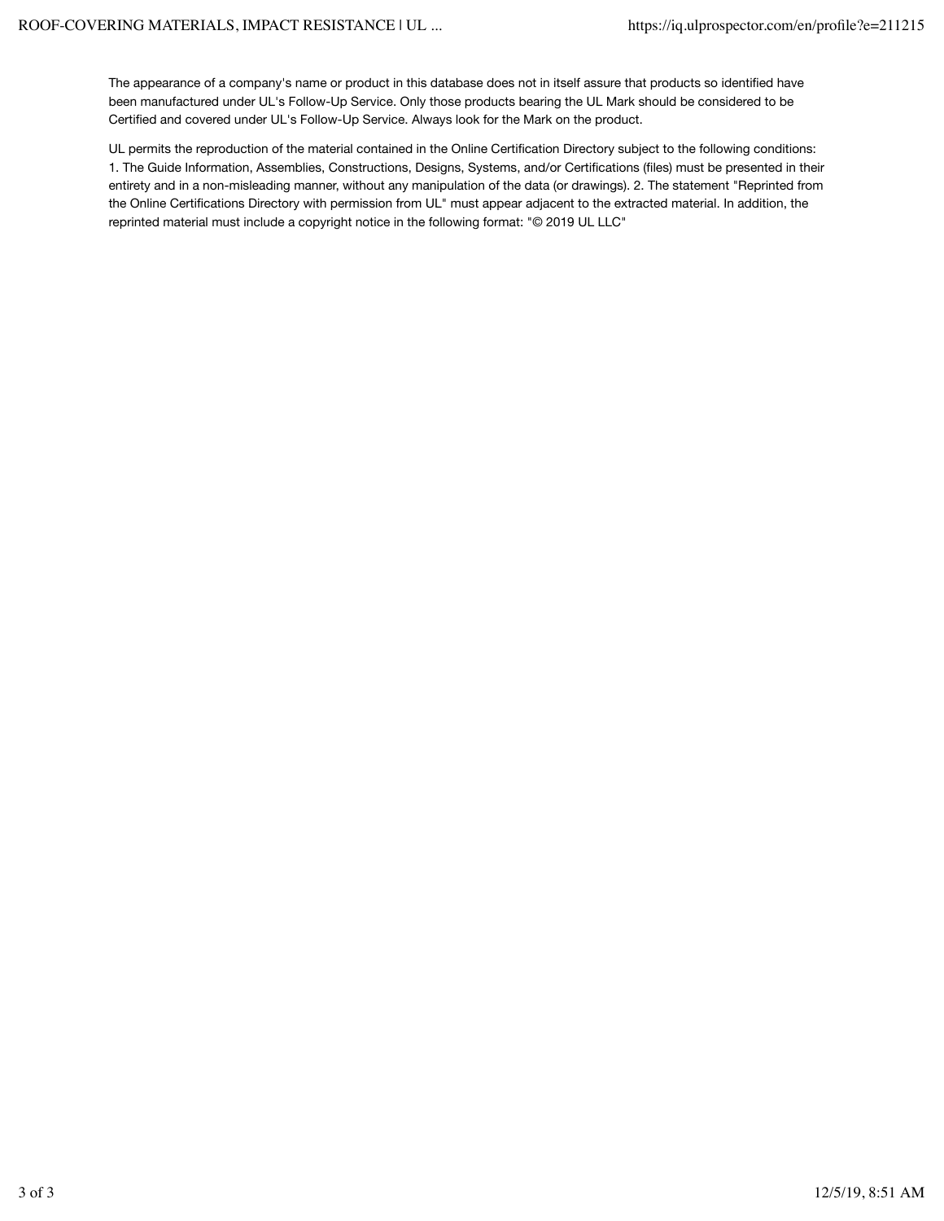The appearance of a company's name or product in this database does not in itself assure that products so identified have been manufactured under UL's Follow-Up Service. Only those products bearing the UL Mark should be considered to be Certified and covered under UL's Follow-Up Service. Always look for the Mark on the product.

UL permits the reproduction of the material contained in the Online Certification Directory subject to the following conditions: 1. The Guide Information, Assemblies, Constructions, Designs, Systems, and/or Certifications (files) must be presented in their entirety and in a non-misleading manner, without any manipulation of the data (or drawings). 2. The statement "Reprinted from the Online Certifications Directory with permission from UL" must appear adjacent to the extracted material. In addition, the reprinted material must include a copyright notice in the following format: "© 2019 UL LLC"